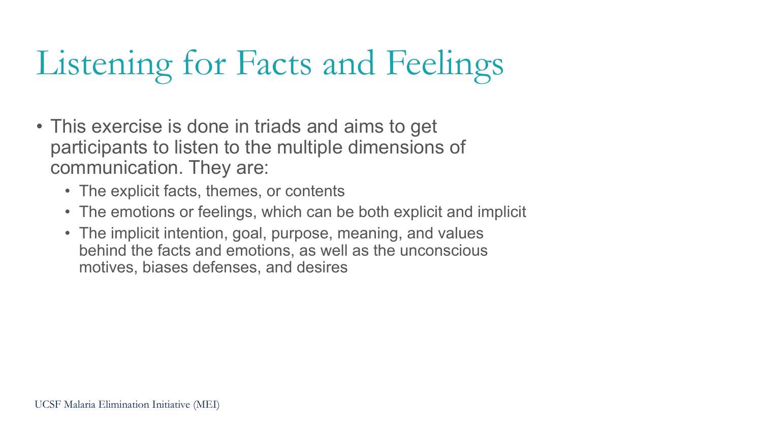# Listening for Facts and Feelings

- This exercise is done in triads and aims to get participants to listen to the multiple dimensions of communication. They are:
  - The explicit facts, themes, or contents
  - The emotions or feelings, which can be both explicit and implicit
  - The implicit intention, goal, purpose, meaning, and values behind the facts and emotions, as well as the unconscious motives, biases defenses, and desires

UCSF Malaria Elimination Initiative (MEI)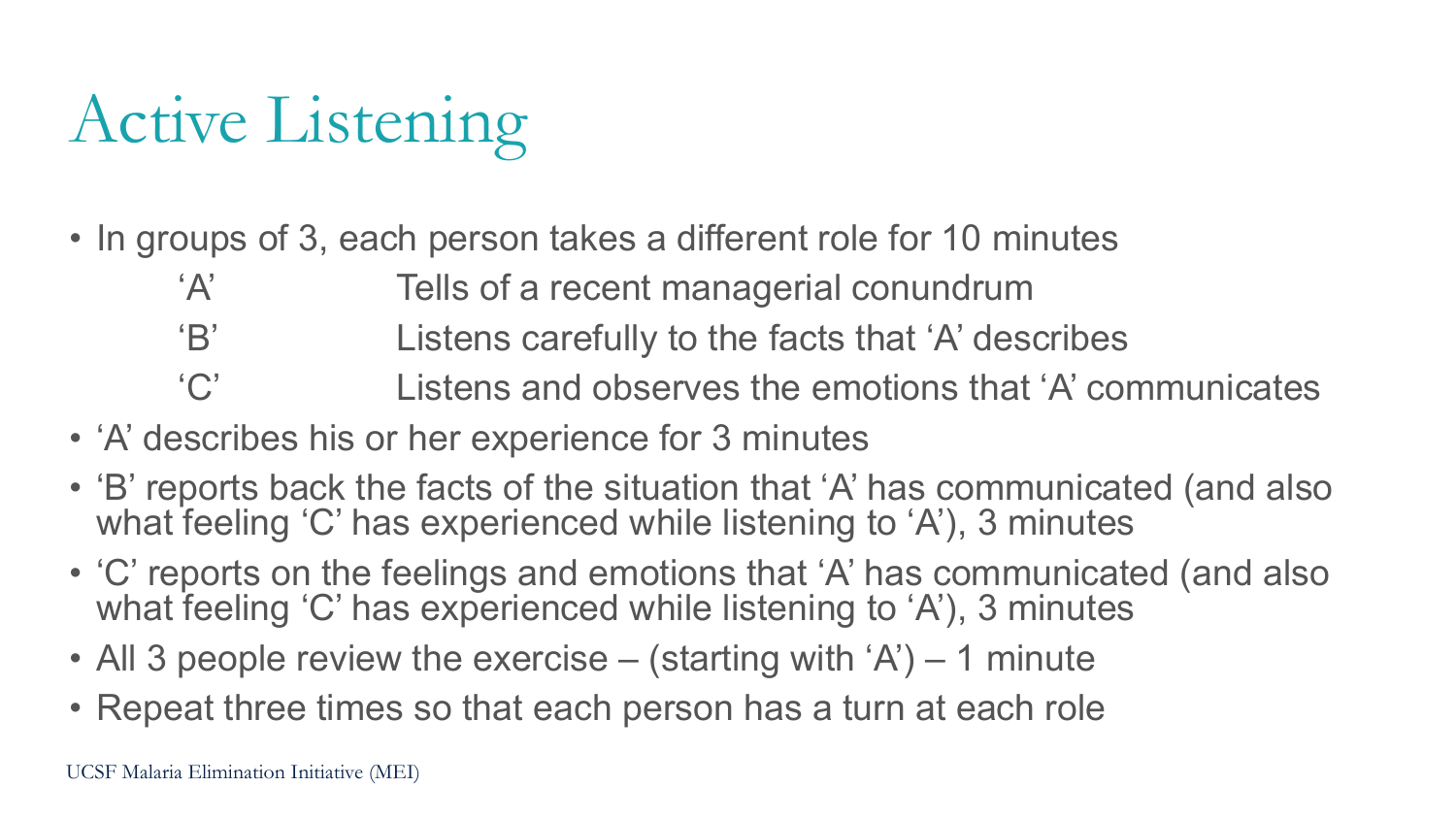# Active Listening

- In groups of 3, each person takes a different role for 10 minutes
  - ‘A’ Tells of a recent managerial conundrum
  - ‘B’ Listens carefully to the facts that ‘A’ describes
  - ‘C’ Listens and observes the emotions that ‘A’ communicates
- ‘A’ describes his or her experience for 3 minutes
- ‘B’ reports back the facts of the situation that ‘A’ has communicated (and also what feeling ‘C’ has experienced while listening to ‘A’), 3 minutes
- ‘C’ reports on the feelings and emotions that ‘A’ has communicated (and also what feeling ‘C’ has experienced while listening to ‘A’), 3 minutes
- All 3 people review the exercise – (starting with ‘A’) – 1 minute
- Repeat three times so that each person has a turn at each role

UCSF Malaria Elimination Initiative (MEI)